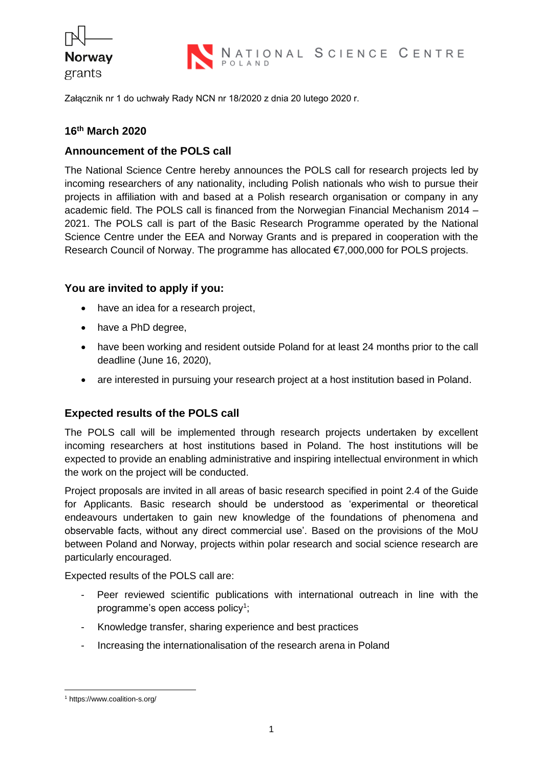Załącznik nr 1 do uchwały Rady NCN nr 18/2020 z dnia 20 lutego 2020 r.

### 16th March 2020

### Announcement of the POLS call

The National Science Centre hereby announces the POLS call for research projects led by incoming researchers of any nationality, including Polish nationals who wish to pursue their projects in affiliation with and based at a Polish research organisation or company in any academic field. The POLS call is financed from the Norwegian Financial Mechanism 2014 – 2021. The POLS call is part of the Basic Research Programme operated by the National Science Centre under the EEA and Norway Grants and is prepared in cooperation with the Research Council of Norway. The programme has allocated €7,000,000 for POLS projects.

### You are invited to apply if you:

- have an idea for a research project,
- have a PhD degree,
- have been working and resident outside Poland for at least 24 months prior to the call deadline (June 16, 2020),
- are interested in pursuing your research project at a host institution based in Poland.

### Expected results of the POLS call

The POLS call will be implemented through research projects undertaken by excellent incoming researchers at host institutions based in Poland. The host institutions will be expected to provide an enabling administrative and inspiring intellectual environment in which the work on the project will be conducted.

Project proposals are invited in all areas of basic research specified in point 2.4 of the Guide for Applicants. Basic research should be understood as 'experimental or theoretical endeavours undertaken to gain new knowledge of the foundations of phenomena and observable facts, without any direct commercial use'. Based on the provisions of the MoU between Poland and Norway, projects within polar research and social science research are particularly encouraged.

Expected results of the POLS call are:

- Peer reviewed scientific publications with international outreach in line with the programme's open access policy[1];
- Knowledge transfer, sharing experience and best practices
- Increasing the internationalisation of the research arena in Poland

[1] https://www.coalition-s.org/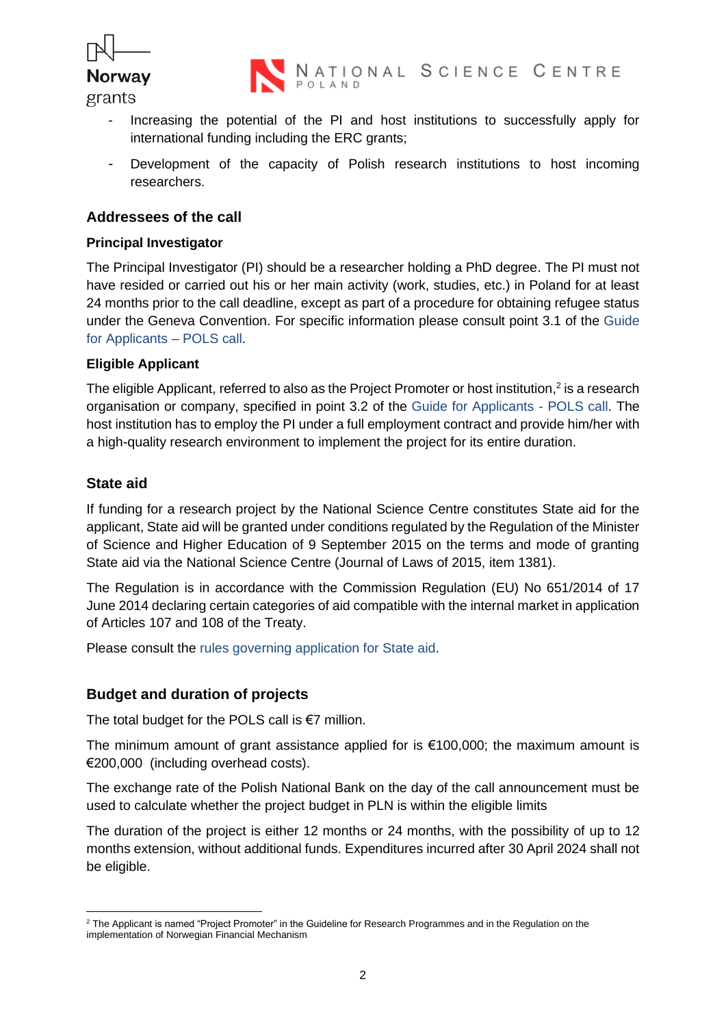- Increasing the potential of the PI and host institutions to successfully apply for international funding including the ERC grants;
- Development of the capacity of Polish research institutions to host incoming researchers.

## Addressees of the call

### Principal Investigator

The Principal Investigator (PI) should be a researcher holding a PhD degree. The PI must not have resided or carried out his or her main activity (work, studies, etc.) in Poland for at least 24 months prior to the call deadline, except as part of a procedure for obtaining refugee status under the Geneva Convention. For specific information please consult point 3.1 of the Guide for Applicants – POLS call.

### Eligible Applicant

The eligible Applicant, referred to also as the Project Promoter or host institution,[2] is a research organisation or company, specified in point 3.2 of the Guide for Applicants - POLS call. The host institution has to employ the PI under a full employment contract and provide him/her with a high-quality research environment to implement the project for its entire duration.

## State aid

If funding for a research project by the National Science Centre constitutes State aid for the applicant, State aid will be granted under conditions regulated by the Regulation of the Minister of Science and Higher Education of 9 September 2015 on the terms and mode of granting State aid via the National Science Centre (Journal of Laws of 2015, item 1381).

The Regulation is in accordance with the Commission Regulation (EU) No 651/2014 of 17 June 2014 declaring certain categories of aid compatible with the internal market in application of Articles 107 and 108 of the Treaty.

Please consult the rules governing application for State aid.

## Budget and duration of projects

The total budget for the POLS call is €7 million.

The minimum amount of grant assistance applied for is €100,000; the maximum amount is €200,000 (including overhead costs).

The exchange rate of the Polish National Bank on the day of the call announcement must be used to calculate whether the project budget in PLN is within the eligible limits

The duration of the project is either 12 months or 24 months, with the possibility of up to 12 months extension, without additional funds. Expenditures incurred after 30 April 2024 shall not be eligible.

---

[2] The Applicant is named "Project Promoter" in the Guideline for Research Programmes and in the Regulation on the implementation of Norwegian Financial Mechanism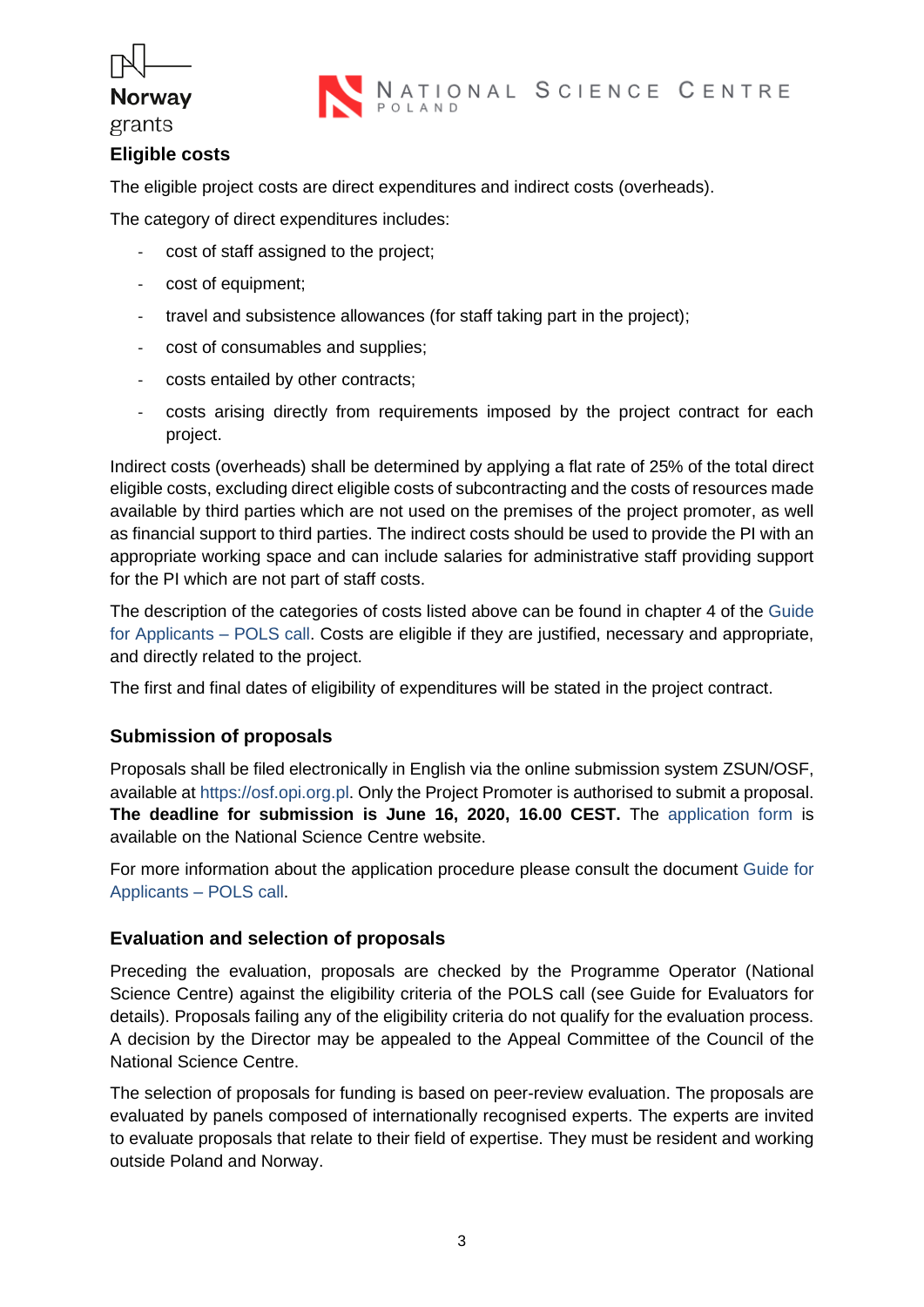## Eligible costs

The eligible project costs are direct expenditures and indirect costs (overheads).

The category of direct expenditures includes:

- cost of staff assigned to the project;
- cost of equipment;
- travel and subsistence allowances (for staff taking part in the project);
- cost of consumables and supplies;
- costs entailed by other contracts;
- costs arising directly from requirements imposed by the project contract for each project.

Indirect costs (overheads) shall be determined by applying a flat rate of 25% of the total direct eligible costs, excluding direct eligible costs of subcontracting and the costs of resources made available by third parties which are not used on the premises of the project promoter, as well as financial support to third parties. The indirect costs should be used to provide the PI with an appropriate working space and can include salaries for administrative staff providing support for the PI which are not part of staff costs.

The description of the categories of costs listed above can be found in chapter 4 of the Guide for Applicants – POLS call. Costs are eligible if they are justified, necessary and appropriate, and directly related to the project.

The first and final dates of eligibility of expenditures will be stated in the project contract.

## Submission of proposals

Proposals shall be filed electronically in English via the online submission system ZSUN/OSF, available at https://osf.opi.org.pl. Only the Project Promoter is authorised to submit a proposal. **The deadline for submission is June 16, 2020, 16.00 CEST.** The application form is available on the National Science Centre website.

For more information about the application procedure please consult the document Guide for Applicants – POLS call.

## Evaluation and selection of proposals

Preceding the evaluation, proposals are checked by the Programme Operator (National Science Centre) against the eligibility criteria of the POLS call (see Guide for Evaluators for details). Proposals failing any of the eligibility criteria do not qualify for the evaluation process. A decision by the Director may be appealed to the Appeal Committee of the Council of the National Science Centre.

The selection of proposals for funding is based on peer-review evaluation. The proposals are evaluated by panels composed of internationally recognised experts. The experts are invited to evaluate proposals that relate to their field of expertise. They must be resident and working outside Poland and Norway.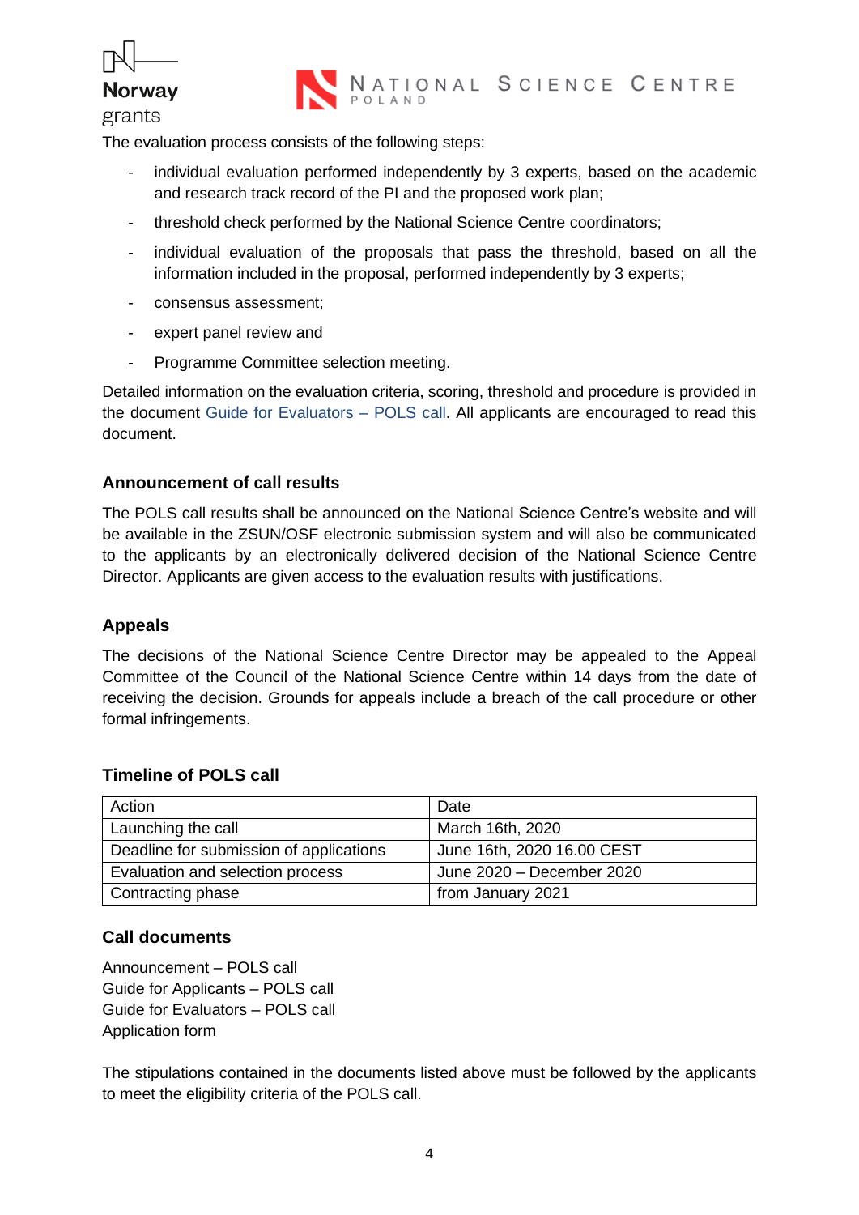The evaluation process consists of the following steps:

- individual evaluation performed independently by 3 experts, based on the academic and research track record of the PI and the proposed work plan;
- threshold check performed by the National Science Centre coordinators;
- individual evaluation of the proposals that pass the threshold, based on all the information included in the proposal, performed independently by 3 experts;
- consensus assessment;
- expert panel review and
- Programme Committee selection meeting.

Detailed information on the evaluation criteria, scoring, threshold and procedure is provided in the document Guide for Evaluators – POLS call. All applicants are encouraged to read this document.

### Announcement of call results

The POLS call results shall be announced on the National Science Centre's website and will be available in the ZSUN/OSF electronic submission system and will also be communicated to the applicants by an electronically delivered decision of the National Science Centre Director. Applicants are given access to the evaluation results with justifications.

### Appeals

The decisions of the National Science Centre Director may be appealed to the Appeal Committee of the Council of the National Science Centre within 14 days from the date of receiving the decision. Grounds for appeals include a breach of the call procedure or other formal infringements.

### Timeline of POLS call

| Action | Date |
|---|---|
| Launching the call | March 16th, 2020 |
| Deadline for submission of applications | June 16th, 2020 16.00 CEST |
| Evaluation and selection process | June 2020 – December 2020 |
| Contracting phase | from January 2021 |

### Call documents

Announcement – POLS call
Guide for Applicants – POLS call
Guide for Evaluators – POLS call
Application form

The stipulations contained in the documents listed above must be followed by the applicants to meet the eligibility criteria of the POLS call.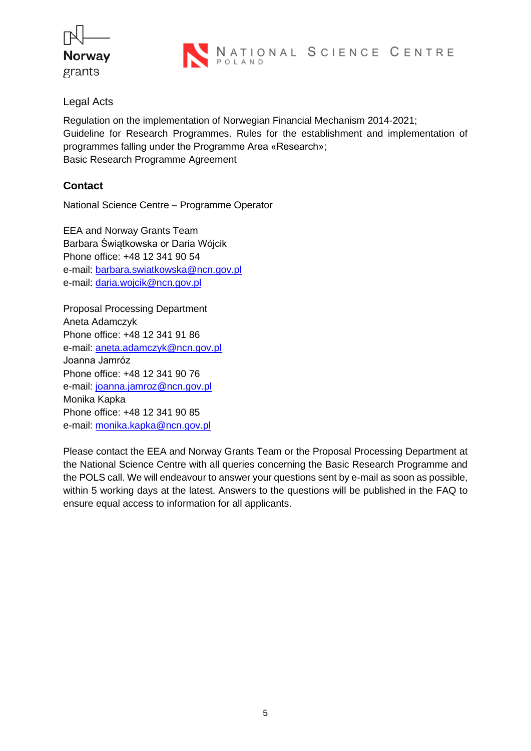Legal Acts

Regulation on the implementation of Norwegian Financial Mechanism 2014-2021;
Guideline for Research Programmes. Rules for the establishment and implementation of programmes falling under the Programme Area «Research»;
Basic Research Programme Agreement

**Contact**

National Science Centre – Programme Operator

EEA and Norway Grants Team
Barbara Świątkowska or Daria Wójcik
Phone office: +48 12 341 90 54
e-mail: barbara.swiatkowska@ncn.gov.pl
e-mail: daria.wojcik@ncn.gov.pl

Proposal Processing Department
Aneta Adamczyk
Phone office: +48 12 341 91 86
e-mail: aneta.adamczyk@ncn.gov.pl
Joanna Jamróz
Phone office: +48 12 341 90 76
e-mail: joanna.jamroz@ncn.gov.pl
Monika Kapka
Phone office: +48 12 341 90 85
e-mail: monika.kapka@ncn.gov.pl

Please contact the EEA and Norway Grants Team or the Proposal Processing Department at the National Science Centre with all queries concerning the Basic Research Programme and the POLS call. We will endeavour to answer your questions sent by e-mail as soon as possible, within 5 working days at the latest. Answers to the questions will be published in the FAQ to ensure equal access to information for all applicants.